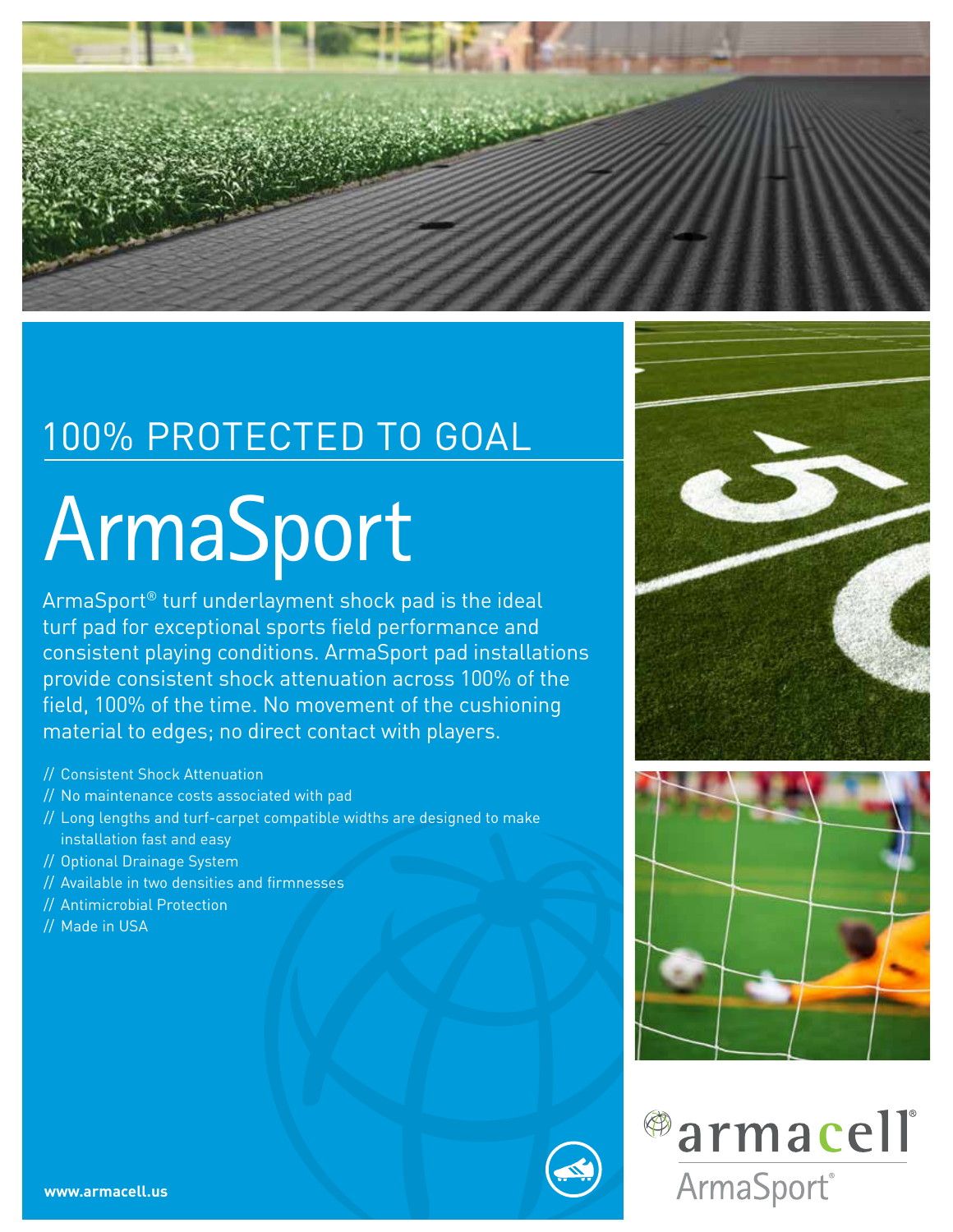## 100% PROTECTED TO GOAL

# ArmaSport

ArmaSport® turf underlayment shock pad is the ideal turf pad for exceptional sports field performance and consistent playing conditions. ArmaSport pad installations provide consistent shock attenuation across 100% of the field, 100% of the time. No movement of the cushioning material to edges; no direct contact with players.

- // Consistent Shock Attenuation
- // No maintenance costs associated with pad
- // Long lengths and turf-carpet compatible widths are designed to make installation fast and easy
- // Optional Drainage System
- // Available in two densities and firmnesses
- // Antimicrobial Protection
- // Made in USA

**www.armacell.us**

armacell®

ArmaSport®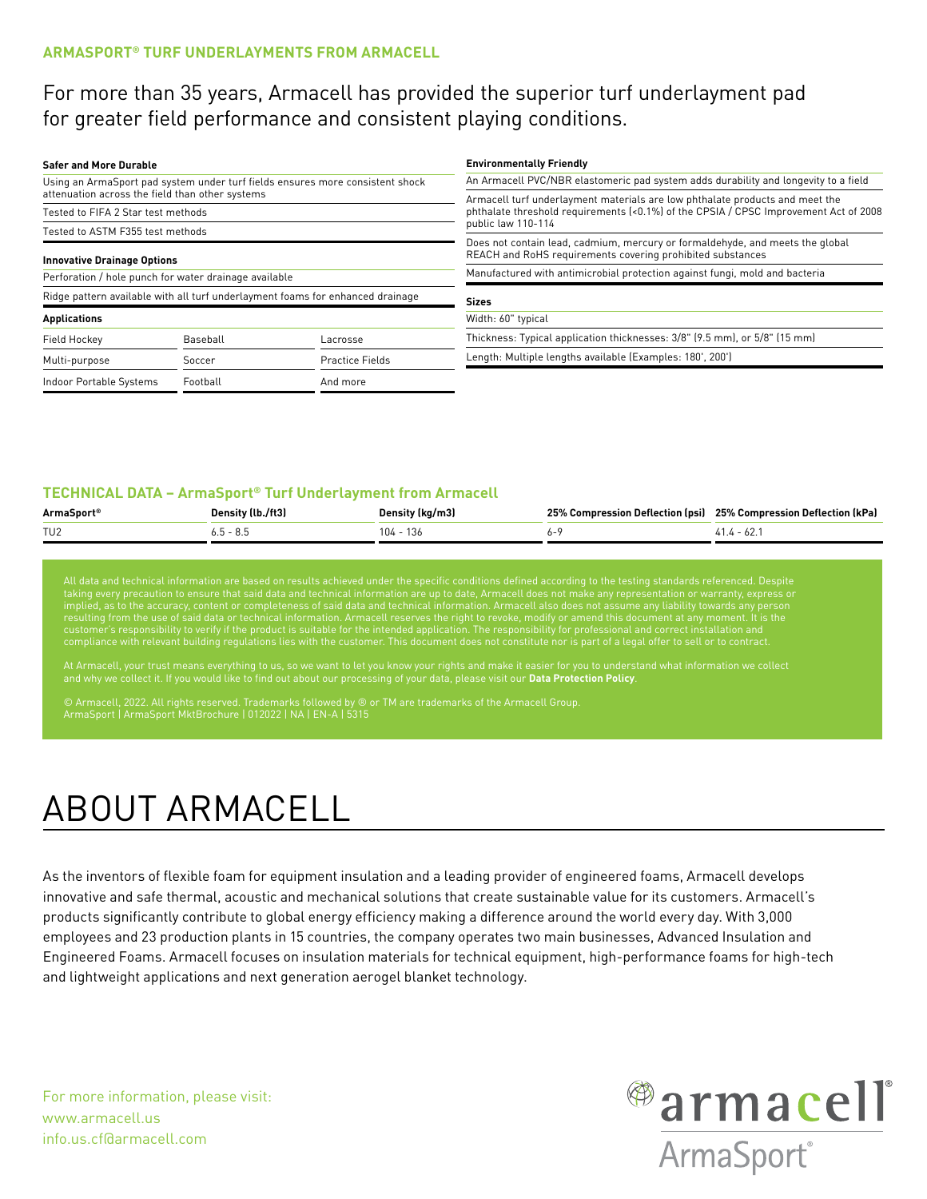**ARMASPORT® TURF UNDERLAYMENTS FROM ARMACELL**

## For more than 35 years, Armacell has provided the superior turf underlayment pad for greater field performance and consistent playing conditions.

**Safer and More Durable**

Using an ArmaSport pad system under turf fields ensures more consistent shock attenuation across the field than other systems

Tested to FIFA 2 Star test methods

Tested to ASTM F355 test methods

**Innovative Drainage Options**

Perforation / hole punch for water drainage available

Ridge pattern available with all turf underlayment foams for enhanced drainage

**Applications**

| | | |
|---|---|---|
| Field Hockey | Baseball | Lacrosse |
| Multi-purpose | Soccer | Practice Fields |
| Indoor Portable Systems | Football | And more |

**Environmentally Friendly**

An Armacell PVC/NBR elastomeric pad system adds durability and longevity to a field

Armacell turf underlayment materials are low phthalate products and meet the phthalate threshold requirements (<0.1%) of the CPSIA / CPSC Improvement Act of 2008 public law 110-114

Does not contain lead, cadmium, mercury or formaldehyde, and meets the global REACH and RoHS requirements covering prohibited substances

Manufactured with antimicrobial protection against fungi, mold and bacteria

**Sizes**

Width: 60" typical

Thickness: Typical application thicknesses: 3/8" (9.5 mm), or 5/8" (15 mm)

Length: Multiple lengths available (Examples: 180', 200')

### TECHNICAL DATA – ArmaSport® Turf Underlayment from Armacell

| ArmaSport® | Density (lb./ft3) | Density (kg/m3) | 25% Compression Deflection (psi) | 25% Compression Deflection (kPa) |
|---|---|---|---|---|
| TU2 | 6.5 - 8.5 | 104 - 136 | 6-9 | 41.4 - 62.1 |

All data and technical information are based on results achieved under the specific conditions defined according to the testing standards referenced. Despite taking every precaution to ensure that said data and technical information are up to date, Armacell does not make any representation or warranty, express or implied, as to the accuracy, content or completeness of said data and technical information. Armacell also does not assume any liability towards any person resulting from the use of said data or technical information. Armacell reserves the right to revoke, modify or amend this document at any moment. It is the customer's responsibility to verify if the product is suitable for the intended application. The responsibility for professional and correct installation and compliance with relevant building regulations lies with the customer. This document does not constitute nor is part of a legal offer to sell or to contract.

At Armacell, your trust means everything to us, so we want to let you know your rights and make it easier for you to understand what information we collect and why we collect it. If you would like to find out about our processing of your data, please visit our **Data Protection Policy**.

© Armacell, 2022. All rights reserved. Trademarks followed by ® or TM are trademarks of the Armacell Group.
ArmaSport | ArmaSport MktBrochure | 012022 | NA | EN-A | 5315

# ABOUT ARMACELL

As the inventors of flexible foam for equipment insulation and a leading provider of engineered foams, Armacell develops innovative and safe thermal, acoustic and mechanical solutions that create sustainable value for its customers. Armacell's products significantly contribute to global energy efficiency making a difference around the world every day. With 3,000 employees and 23 production plants in 15 countries, the company operates two main businesses, Advanced Insulation and Engineered Foams. Armacell focuses on insulation materials for technical equipment, high-performance foams for high-tech and lightweight applications and next generation aerogel blanket technology.

For more information, please visit:
www.armacell.us
info.us.cf@armacell.com

armacell®
ArmaSport®